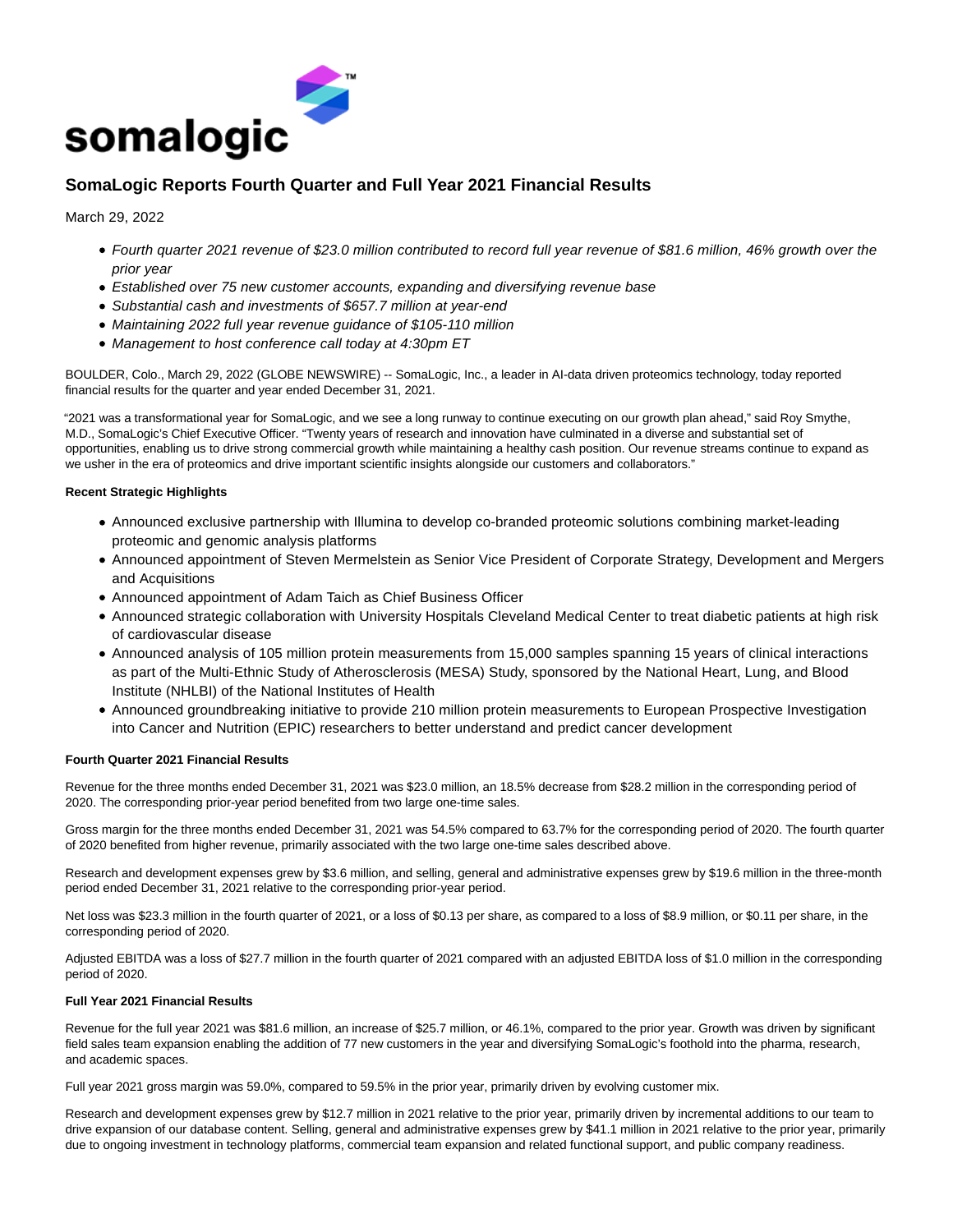# SomaLogic Reports Fourth Quarter and Full Year 2021 Financial Results

March 29, 2022

- *Fourth quarter 2021 revenue of $23.0 million contributed to record full year revenue of $81.6 million, 46% growth over the prior year*
- *Established over 75 new customer accounts, expanding and diversifying revenue base*
- *Substantial cash and investments of $657.7 million at year-end*
- *Maintaining 2022 full year revenue guidance of $105-110 million*
- *Management to host conference call today at 4:30pm ET*

BOULDER, Colo., March 29, 2022 (GLOBE NEWSWIRE) -- SomaLogic, Inc., a leader in AI-data driven proteomics technology, today reported financial results for the quarter and year ended December 31, 2021.

"2021 was a transformational year for SomaLogic, and we see a long runway to continue executing on our growth plan ahead," said Roy Smythe, M.D., SomaLogic's Chief Executive Officer. "Twenty years of research and innovation have culminated in a diverse and substantial set of opportunities, enabling us to drive strong commercial growth while maintaining a healthy cash position. Our revenue streams continue to expand as we usher in the era of proteomics and drive important scientific insights alongside our customers and collaborators."

**Recent Strategic Highlights**

- Announced exclusive partnership with Illumina to develop co-branded proteomic solutions combining market-leading proteomic and genomic analysis platforms
- Announced appointment of Steven Mermelstein as Senior Vice President of Corporate Strategy, Development and Mergers and Acquisitions
- Announced appointment of Adam Taich as Chief Business Officer
- Announced strategic collaboration with University Hospitals Cleveland Medical Center to treat diabetic patients at high risk of cardiovascular disease
- Announced analysis of 105 million protein measurements from 15,000 samples spanning 15 years of clinical interactions as part of the Multi-Ethnic Study of Atherosclerosis (MESA) Study, sponsored by the National Heart, Lung, and Blood Institute (NHLBI) of the National Institutes of Health
- Announced groundbreaking initiative to provide 210 million protein measurements to European Prospective Investigation into Cancer and Nutrition (EPIC) researchers to better understand and predict cancer development

**Fourth Quarter 2021 Financial Results**

Revenue for the three months ended December 31, 2021 was $23.0 million, an 18.5% decrease from $28.2 million in the corresponding period of 2020. The corresponding prior-year period benefited from two large one-time sales.

Gross margin for the three months ended December 31, 2021 was 54.5% compared to 63.7% for the corresponding period of 2020. The fourth quarter of 2020 benefited from higher revenue, primarily associated with the two large one-time sales described above.

Research and development expenses grew by $3.6 million, and selling, general and administrative expenses grew by $19.6 million in the three-month period ended December 31, 2021 relative to the corresponding prior-year period.

Net loss was $23.3 million in the fourth quarter of 2021, or a loss of $0.13 per share, as compared to a loss of $8.9 million, or $0.11 per share, in the corresponding period of 2020.

Adjusted EBITDA was a loss of $27.7 million in the fourth quarter of 2021 compared with an adjusted EBITDA loss of $1.0 million in the corresponding period of 2020.

**Full Year 2021 Financial Results**

Revenue for the full year 2021 was $81.6 million, an increase of $25.7 million, or 46.1%, compared to the prior year. Growth was driven by significant field sales team expansion enabling the addition of 77 new customers in the year and diversifying SomaLogic's foothold into the pharma, research, and academic spaces.

Full year 2021 gross margin was 59.0%, compared to 59.5% in the prior year, primarily driven by evolving customer mix.

Research and development expenses grew by $12.7 million in 2021 relative to the prior year, primarily driven by incremental additions to our team to drive expansion of our database content. Selling, general and administrative expenses grew by $41.1 million in 2021 relative to the prior year, primarily due to ongoing investment in technology platforms, commercial team expansion and related functional support, and public company readiness.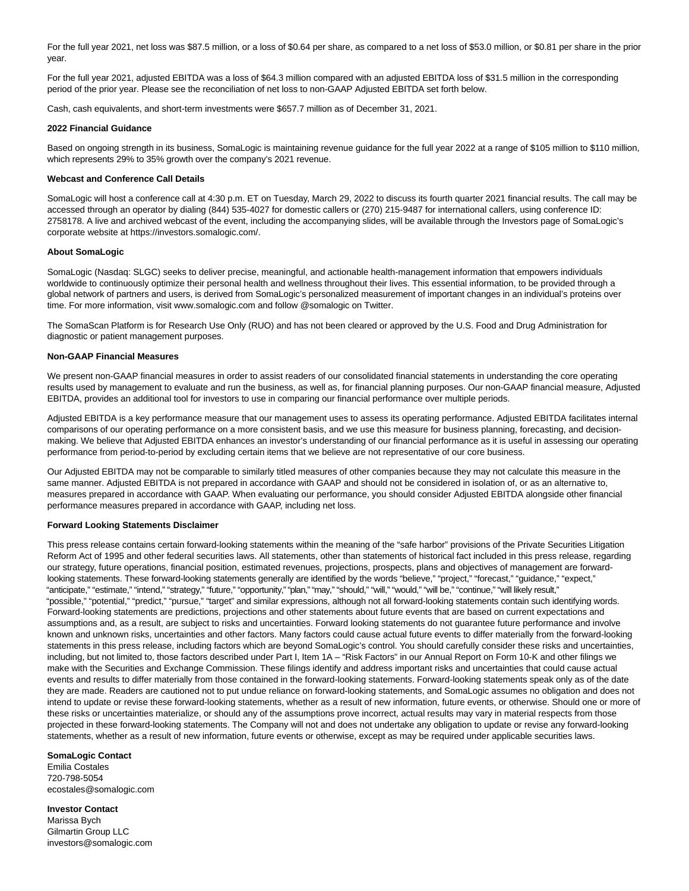For the full year 2021, net loss was $87.5 million, or a loss of $0.64 per share, as compared to a net loss of $53.0 million, or $0.81 per share in the prior year.

For the full year 2021, adjusted EBITDA was a loss of $64.3 million compared with an adjusted EBITDA loss of $31.5 million in the corresponding period of the prior year. Please see the reconciliation of net loss to non-GAAP Adjusted EBITDA set forth below.

Cash, cash equivalents, and short-term investments were $657.7 million as of December 31, 2021.

**2022 Financial Guidance**

Based on ongoing strength in its business, SomaLogic is maintaining revenue guidance for the full year 2022 at a range of $105 million to $110 million, which represents 29% to 35% growth over the company's 2021 revenue.

**Webcast and Conference Call Details**

SomaLogic will host a conference call at 4:30 p.m. ET on Tuesday, March 29, 2022 to discuss its fourth quarter 2021 financial results. The call may be accessed through an operator by dialing (844) 535-4027 for domestic callers or (270) 215-9487 for international callers, using conference ID: 2758178. A live and archived webcast of the event, including the accompanying slides, will be available through the Investors page of SomaLogic's corporate website at https://investors.somalogic.com/.

**About SomaLogic**

SomaLogic (Nasdaq: SLGC) seeks to deliver precise, meaningful, and actionable health-management information that empowers individuals worldwide to continuously optimize their personal health and wellness throughout their lives. This essential information, to be provided through a global network of partners and users, is derived from SomaLogic's personalized measurement of important changes in an individual's proteins over time. For more information, visit www.somalogic.com and follow @somalogic on Twitter.

The SomaScan Platform is for Research Use Only (RUO) and has not been cleared or approved by the U.S. Food and Drug Administration for diagnostic or patient management purposes.

**Non-GAAP Financial Measures**

We present non-GAAP financial measures in order to assist readers of our consolidated financial statements in understanding the core operating results used by management to evaluate and run the business, as well as, for financial planning purposes. Our non-GAAP financial measure, Adjusted EBITDA, provides an additional tool for investors to use in comparing our financial performance over multiple periods.

Adjusted EBITDA is a key performance measure that our management uses to assess its operating performance. Adjusted EBITDA facilitates internal comparisons of our operating performance on a more consistent basis, and we use this measure for business planning, forecasting, and decision-making. We believe that Adjusted EBITDA enhances an investor's understanding of our financial performance as it is useful in assessing our operating performance from period-to-period by excluding certain items that we believe are not representative of our core business.

Our Adjusted EBITDA may not be comparable to similarly titled measures of other companies because they may not calculate this measure in the same manner. Adjusted EBITDA is not prepared in accordance with GAAP and should not be considered in isolation of, or as an alternative to, measures prepared in accordance with GAAP. When evaluating our performance, you should consider Adjusted EBITDA alongside other financial performance measures prepared in accordance with GAAP, including net loss.

**Forward Looking Statements Disclaimer**

This press release contains certain forward-looking statements within the meaning of the "safe harbor" provisions of the Private Securities Litigation Reform Act of 1995 and other federal securities laws. All statements, other than statements of historical fact included in this press release, regarding our strategy, future operations, financial position, estimated revenues, projections, prospects, plans and objectives of management are forward-looking statements. These forward-looking statements generally are identified by the words "believe," "project," "forecast," "guidance," "expect," "anticipate," "estimate," "intend," "strategy," "future," "opportunity," "plan," "may," "should," "will," "would," "will be," "continue," "will likely result," "possible," "potential," "predict," "pursue," "target" and similar expressions, although not all forward-looking statements contain such identifying words. Forward-looking statements are predictions, projections and other statements about future events that are based on current expectations and assumptions and, as a result, are subject to risks and uncertainties. Forward looking statements do not guarantee future performance and involve known and unknown risks, uncertainties and other factors. Many factors could cause actual future events to differ materially from the forward-looking statements in this press release, including factors which are beyond SomaLogic's control. You should carefully consider these risks and uncertainties, including, but not limited to, those factors described under Part I, Item 1A – "Risk Factors" in our Annual Report on Form 10-K and other filings we make with the Securities and Exchange Commission. These filings identify and address important risks and uncertainties that could cause actual events and results to differ materially from those contained in the forward-looking statements. Forward-looking statements speak only as of the date they are made. Readers are cautioned not to put undue reliance on forward-looking statements, and SomaLogic assumes no obligation and does not intend to update or revise these forward-looking statements, whether as a result of new information, future events, or otherwise. Should one or more of these risks or uncertainties materialize, or should any of the assumptions prove incorrect, actual results may vary in material respects from those projected in these forward-looking statements. The Company will not and does not undertake any obligation to update or revise any forward-looking statements, whether as a result of new information, future events or otherwise, except as may be required under applicable securities laws.

**SomaLogic Contact**
Emilia Costales
720-798-5054
ecostales@somalogic.com

**Investor Contact**
Marissa Bych
Gilmartin Group LLC
investors@somalogic.com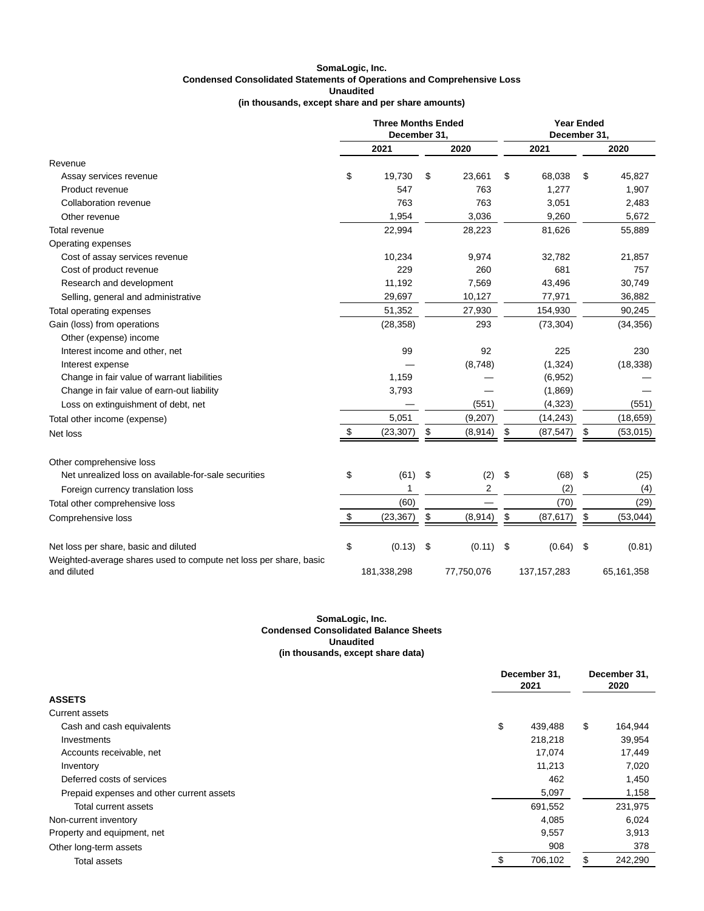**SomaLogic, Inc.**
**Condensed Consolidated Statements of Operations and Comprehensive Loss**
**Unaudited**
**(in thousands, except share and per share amounts)**

| | Three Months Ended December 31, | | Year Ended December 31, | |
|---|---|---|---|---|
| | 2021 | 2020 | 2021 | 2020 |
| Revenue | | | | |
| Assay services revenue | $ 19,730 | $ 23,661 | $ 68,038 | $ 45,827 |
| Product revenue | 547 | 763 | 1,277 | 1,907 |
| Collaboration revenue | 763 | 763 | 3,051 | 2,483 |
| Other revenue | 1,954 | 3,036 | 9,260 | 5,672 |
| Total revenue | 22,994 | 28,223 | 81,626 | 55,889 |
| Operating expenses | | | | |
| Cost of assay services revenue | 10,234 | 9,974 | 32,782 | 21,857 |
| Cost of product revenue | 229 | 260 | 681 | 757 |
| Research and development | 11,192 | 7,569 | 43,496 | 30,749 |
| Selling, general and administrative | 29,697 | 10,127 | 77,971 | 36,882 |
| Total operating expenses | 51,352 | 27,930 | 154,930 | 90,245 |
| Gain (loss) from operations | (28,358) | 293 | (73,304) | (34,356) |
| Other (expense) income | | | | |
| Interest income and other, net | 99 | 92 | 225 | 230 |
| Interest expense | — | (8,748) | (1,324) | (18,338) |
| Change in fair value of warrant liabilities | 1,159 | — | (6,952) | — |
| Change in fair value of earn-out liability | 3,793 | — | (1,869) | — |
| Loss on extinguishment of debt, net | — | (551) | (4,323) | (551) |
| Total other income (expense) | 5,051 | (9,207) | (14,243) | (18,659) |
| Net loss | $ (23,307) | $ (8,914) | $ (87,547) | $ (53,015) |
| | | | | |
| Other comprehensive loss | | | | |
| Net unrealized loss on available-for-sale securities | $ (61) | $ (2) | $ (68) | $ (25) |
| Foreign currency translation loss | 1 | 2 | (2) | (4) |
| Total other comprehensive loss | (60) | — | (70) | (29) |
| Comprehensive loss | $ (23,367) | $ (8,914) | $ (87,617) | $ (53,044) |
| | | | | |
| Net loss per share, basic and diluted | $ (0.13) | $ (0.11) | $ (0.64) | $ (0.81) |
| Weighted-average shares used to compute net loss per share, basic and diluted | 181,338,298 | 77,750,076 | 137,157,283 | 65,161,358 |

**SomaLogic, Inc.**
**Condensed Consolidated Balance Sheets**
**Unaudited**
**(in thousands, except share data)**

| | December 31, 2021 | December 31, 2020 |
|---|---|---|
| **ASSETS** | | |
| Current assets | | |
| Cash and cash equivalents | $ 439,488 | $ 164,944 |
| Investments | 218,218 | 39,954 |
| Accounts receivable, net | 17,074 | 17,449 |
| Inventory | 11,213 | 7,020 |
| Deferred costs of services | 462 | 1,450 |
| Prepaid expenses and other current assets | 5,097 | 1,158 |
| Total current assets | 691,552 | 231,975 |
| Non-current inventory | 4,085 | 6,024 |
| Property and equipment, net | 9,557 | 3,913 |
| Other long-term assets | 908 | 378 |
| Total assets | $ 706,102 | $ 242,290 |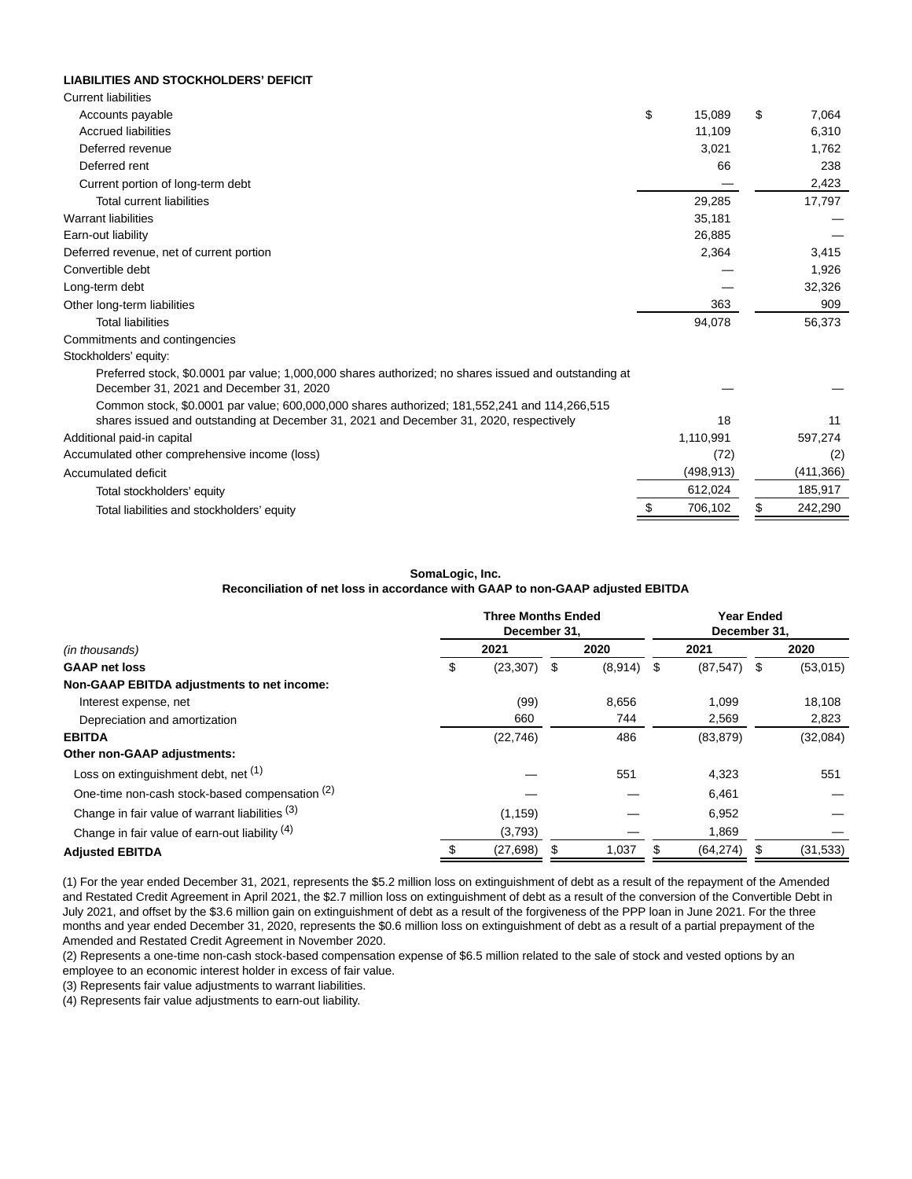**LIABILITIES AND STOCKHOLDERS' DEFICIT**

| | | |
|---|---|---|
| Current liabilities | | |
| Accounts payable | $ 15,089 | $ 7,064 |
| Accrued liabilities | 11,109 | 6,310 |
| Deferred revenue | 3,021 | 1,762 |
| Deferred rent | 66 | 238 |
| Current portion of long-term debt | — | 2,423 |
| Total current liabilities | 29,285 | 17,797 |
| Warrant liabilities | 35,181 | — |
| Earn-out liability | 26,885 | — |
| Deferred revenue, net of current portion | 2,364 | 3,415 |
| Convertible debt | — | 1,926 |
| Long-term debt | — | 32,326 |
| Other long-term liabilities | 363 | 909 |
| Total liabilities | 94,078 | 56,373 |
| Commitments and contingencies | | |
| Stockholders' equity: | | |
| Preferred stock, $0.0001 par value; 1,000,000 shares authorized; no shares issued and outstanding at December 31, 2021 and December 31, 2020 | — | — |
| Common stock, $0.0001 par value; 600,000,000 shares authorized; 181,552,241 and 114,266,515 shares issued and outstanding at December 31, 2021 and December 31, 2020, respectively | 18 | 11 |
| Additional paid-in capital | 1,110,991 | 597,274 |
| Accumulated other comprehensive income (loss) | (72) | (2) |
| Accumulated deficit | (498,913) | (411,366) |
| Total stockholders' equity | 612,024 | 185,917 |
| Total liabilities and stockholders' equity | $ 706,102 | $ 242,290 |

**SomaLogic, Inc.**
**Reconciliation of net loss in accordance with GAAP to non-GAAP adjusted EBITDA**

| | Three Months Ended December 31, | | Year Ended December 31, | |
|---|---|---|---|---|
| *(in thousands)* | 2021 | 2020 | 2021 | 2020 |
| **GAAP net loss** | $ (23,307) | $ (8,914) | $ (87,547) | $ (53,015) |
| **Non-GAAP EBITDA adjustments to net income:** | | | | |
| Interest expense, net | (99) | 8,656 | 1,099 | 18,108 |
| Depreciation and amortization | 660 | 744 | 2,569 | 2,823 |
| **EBITDA** | (22,746) | 486 | (83,879) | (32,084) |
| **Other non-GAAP adjustments:** | | | | |
| Loss on extinguishment debt, net (1) | — | 551 | 4,323 | 551 |
| One-time non-cash stock-based compensation (2) | — | — | 6,461 | — |
| Change in fair value of warrant liabilities (3) | (1,159) | — | 6,952 | — |
| Change in fair value of earn-out liability (4) | (3,793) | — | 1,869 | — |
| **Adjusted EBITDA** | $ (27,698) | $ 1,037 | $ (64,274) | $ (31,533) |

(1) For the year ended December 31, 2021, represents the $5.2 million loss on extinguishment of debt as a result of the repayment of the Amended and Restated Credit Agreement in April 2021, the $2.7 million loss on extinguishment of debt as a result of the conversion of the Convertible Debt in July 2021, and offset by the $3.6 million gain on extinguishment of debt as a result of the forgiveness of the PPP loan in June 2021. For the three months and year ended December 31, 2020, represents the $0.6 million loss on extinguishment of debt as a result of a partial prepayment of the Amended and Restated Credit Agreement in November 2020.

(2) Represents a one-time non-cash stock-based compensation expense of $6.5 million related to the sale of stock and vested options by an employee to an economic interest holder in excess of fair value.

(3) Represents fair value adjustments to warrant liabilities.

(4) Represents fair value adjustments to earn-out liability.